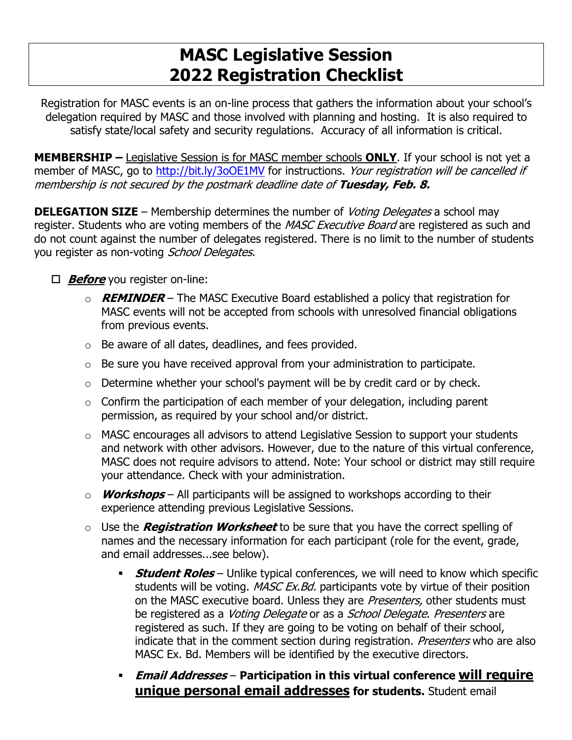# MASC Legislative Session
# 2022 Registration Checklist

Registration for MASC events is an on-line process that gathers the information about your school's delegation required by MASC and those involved with planning and hosting. It is also required to satisfy state/local safety and security regulations. Accuracy of all information is critical.

**MEMBERSHIP –** Legislative Session is for MASC member schools **ONLY**. If your school is not yet a member of MASC, go to http://bit.ly/3oOE1MV for instructions. *Your registration will be cancelled if membership is not secured by the postmark deadline date of* ***Tuesday, Feb. 8.***

**DELEGATION SIZE** – Membership determines the number of *Voting Delegates* a school may register. Students who are voting members of the *MASC Executive Board* are registered as such and do not count against the number of delegates registered. There is no limit to the number of students you register as non-voting *School Delegates*.

- ☐ ***Before*** you register on-line:
  - ***REMINDER*** – The MASC Executive Board established a policy that registration for MASC events will not be accepted from schools with unresolved financial obligations from previous events.
  - Be aware of all dates, deadlines, and fees provided.
  - Be sure you have received approval from your administration to participate.
  - Determine whether your school's payment will be by credit card or by check.
  - Confirm the participation of each member of your delegation, including parent permission, as required by your school and/or district.
  - MASC encourages all advisors to attend Legislative Session to support your students and network with other advisors. However, due to the nature of this virtual conference, MASC does not require advisors to attend. Note: Your school or district may still require your attendance. Check with your administration.
  - ***Workshops*** – All participants will be assigned to workshops according to their experience attending previous Legislative Sessions.
  - Use the ***Registration Worksheet*** to be sure that you have the correct spelling of names and the necessary information for each participant (role for the event, grade, and email addresses...see below).
    - ***Student Roles*** – Unlike typical conferences, we will need to know which specific students will be voting. *MASC Ex.Bd.* participants vote by virtue of their position on the MASC executive board. Unless they are *Presenters,* other students must be registered as a *Voting Delegate* or as a *School Delegate*. *Presenters* are registered as such. If they are going to be voting on behalf of their school, indicate that in the comment section during registration. *Presenters* who are also MASC Ex. Bd. Members will be identified by the executive directors.
    - ***Email Addresses*** – **Participation in this virtual conference <u>will require unique personal email addresses</u> for students.** Student email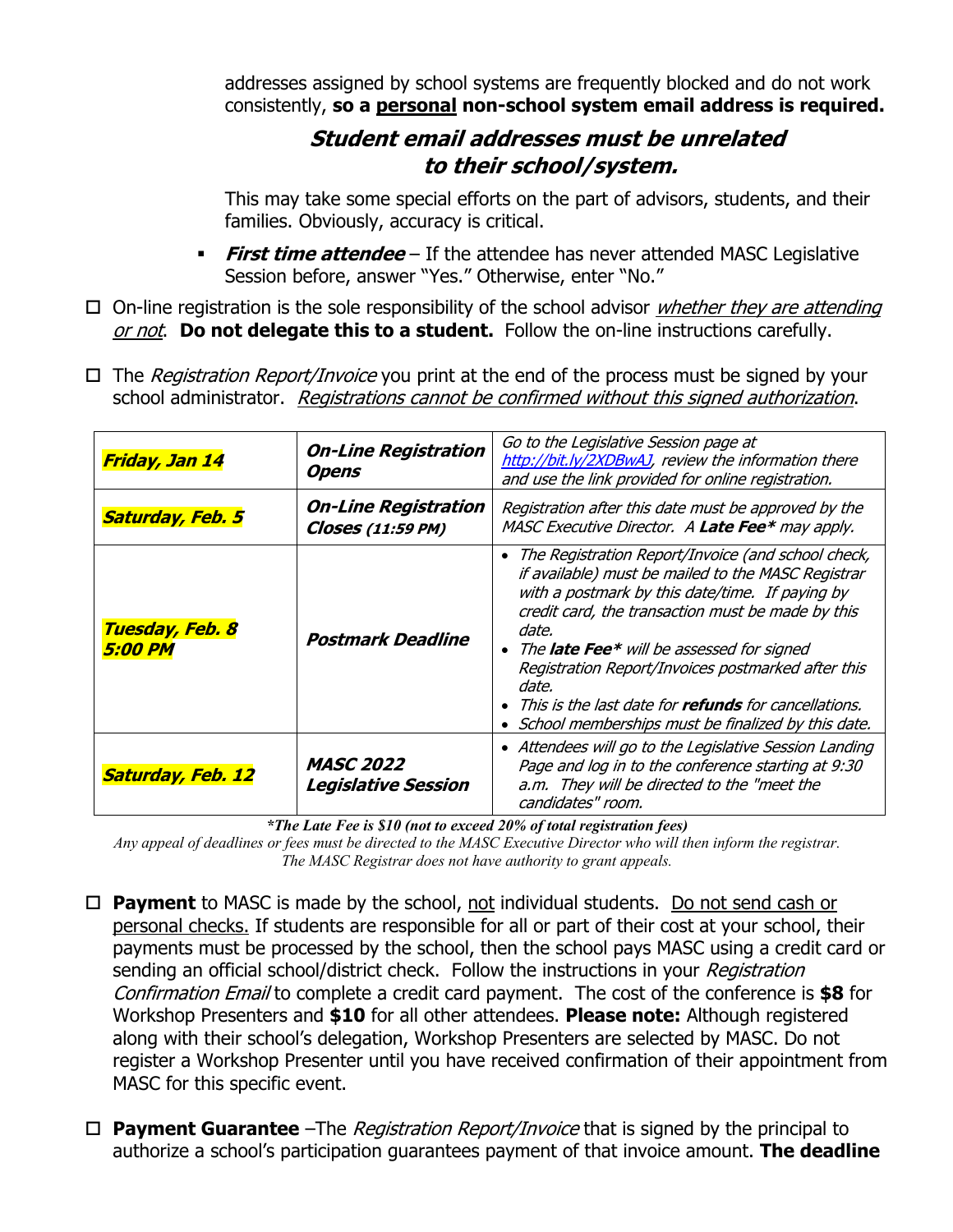addresses assigned by school systems are frequently blocked and do not work consistently, **so a <u>personal</u> non-school system email address is required.**

***Student email addresses must be unrelated to their school/system.***

This may take some special efforts on the part of advisors, students, and their families. Obviously, accuracy is critical.

- ***First time attendee*** – If the attendee has never attended MASC Legislative Session before, answer "Yes." Otherwise, enter "No."

- ☐ On-line registration is the sole responsibility of the school advisor *<u>whether they are attending or not</u>*. **Do not delegate this to a student.** Follow the on-line instructions carefully.

- ☐ The *Registration Report/Invoice* you print at the end of the process must be signed by your school administrator. *<u>Registrations cannot be confirmed without this signed authorization</u>*.

| | | |
|---|---|---|
| ***Friday, Jan 14*** | ***On-Line Registration Opens*** | *Go to the Legislative Session page at http://bit.ly/2XDBwAJ, review the information there and use the link provided for online registration.* |
| ***Saturday, Feb. 5*** | ***On-Line Registration Closes (11:59 PM)*** | *Registration after this date must be approved by the MASC Executive Director. A **Late Fee\*** may apply.* |
| ***Tuesday, Feb. 8 5:00 PM*** | ***Postmark Deadline*** | • *The Registration Report/Invoice (and school check, if available) must be mailed to the MASC Registrar with a postmark by this date/time. If paying by credit card, the transaction must be made by this date.* <br>• *The **late Fee\*** will be assessed for signed Registration Report/Invoices postmarked after this date.* <br>• *This is the last date for **refunds** for cancellations.* <br>• *School memberships must be finalized by this date.* |
| ***Saturday, Feb. 12*** | ***MASC 2022 Legislative Session*** | • *Attendees will go to the Legislative Session Landing Page and log in to the conference starting at 9:30 a.m. They will be directed to the "meet the candidates" room.* |

***\*The Late Fee is $10 (not to exceed 20% of total registration fees)***

*Any appeal of deadlines or fees must be directed to the MASC Executive Director who will then inform the registrar. The MASC Registrar does not have authority to grant appeals.*

- ☐ **Payment** to MASC is made by the school, <u>not</u> individual students. <u>Do not send cash or personal checks.</u> If students are responsible for all or part of their cost at your school, their payments must be processed by the school, then the school pays MASC using a credit card or sending an official school/district check. Follow the instructions in your *Registration Confirmation Email* to complete a credit card payment. The cost of the conference is **$8** for Workshop Presenters and **$10** for all other attendees. **Please note:** Although registered along with their school's delegation, Workshop Presenters are selected by MASC. Do not register a Workshop Presenter until you have received confirmation of their appointment from MASC for this specific event.

- ☐ **Payment Guarantee** –The *Registration Report/Invoice* that is signed by the principal to authorize a school's participation guarantees payment of that invoice amount. **The deadline**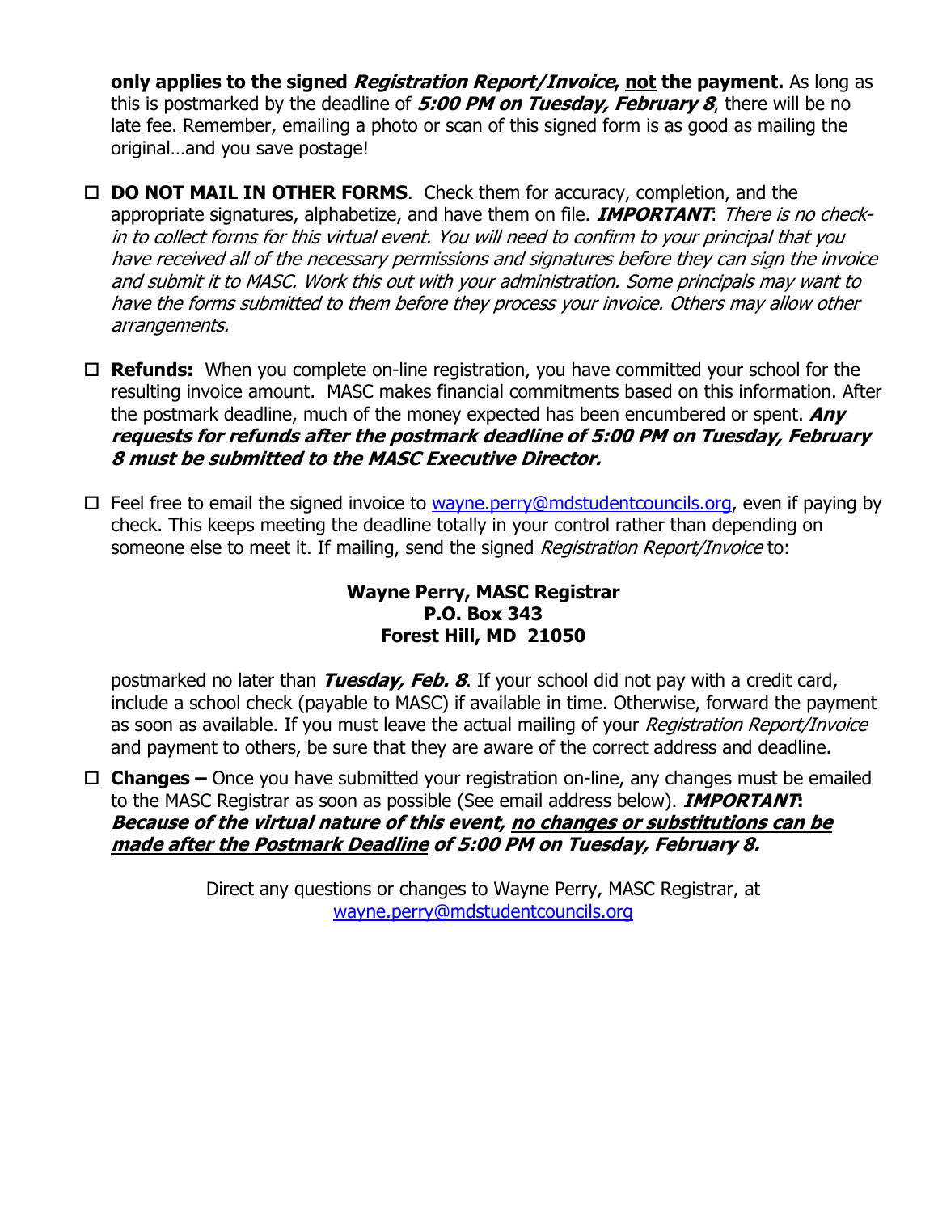**only applies to the signed *Registration Report/Invoice*, not the payment.** As long as this is postmarked by the deadline of ***5:00 PM on Tuesday, February 8***, there will be no late fee. Remember, emailing a photo or scan of this signed form is as good as mailing the original…and you save postage!

- ☐ **DO NOT MAIL IN OTHER FORMS**. Check them for accuracy, completion, and the appropriate signatures, alphabetize, and have them on file. ***IMPORTANT***: *There is no check-in to collect forms for this virtual event. You will need to confirm to your principal that you have received all of the necessary permissions and signatures before they can sign the invoice and submit it to MASC. Work this out with your administration. Some principals may want to have the forms submitted to them before they process your invoice. Others may allow other arrangements.*

- ☐ **Refunds:** When you complete on-line registration, you have committed your school for the resulting invoice amount. MASC makes financial commitments based on this information. After the postmark deadline, much of the money expected has been encumbered or spent. ***Any requests for refunds after the postmark deadline of 5:00 PM on Tuesday, February 8 must be submitted to the MASC Executive Director.***

- ☐ Feel free to email the signed invoice to wayne.perry@mdstudentcouncils.org, even if paying by check. This keeps meeting the deadline totally in your control rather than depending on someone else to meet it. If mailing, send the signed *Registration Report/Invoice* to:

  **Wayne Perry, MASC Registrar**
  **P.O. Box 343**
  **Forest Hill, MD 21050**

  postmarked no later than ***Tuesday, Feb. 8***. If your school did not pay with a credit card, include a school check (payable to MASC) if available in time. Otherwise, forward the payment as soon as available. If you must leave the actual mailing of your *Registration Report/Invoice* and payment to others, be sure that they are aware of the correct address and deadline.

- ☐ **Changes –** Once you have submitted your registration on-line, any changes must be emailed to the MASC Registrar as soon as possible (See email address below). ***IMPORTANT*: *Because of the virtual nature of this event, no changes or substitutions can be made after the Postmark Deadline of 5:00 PM on Tuesday, February 8.***

Direct any questions or changes to Wayne Perry, MASC Registrar, at wayne.perry@mdstudentcouncils.org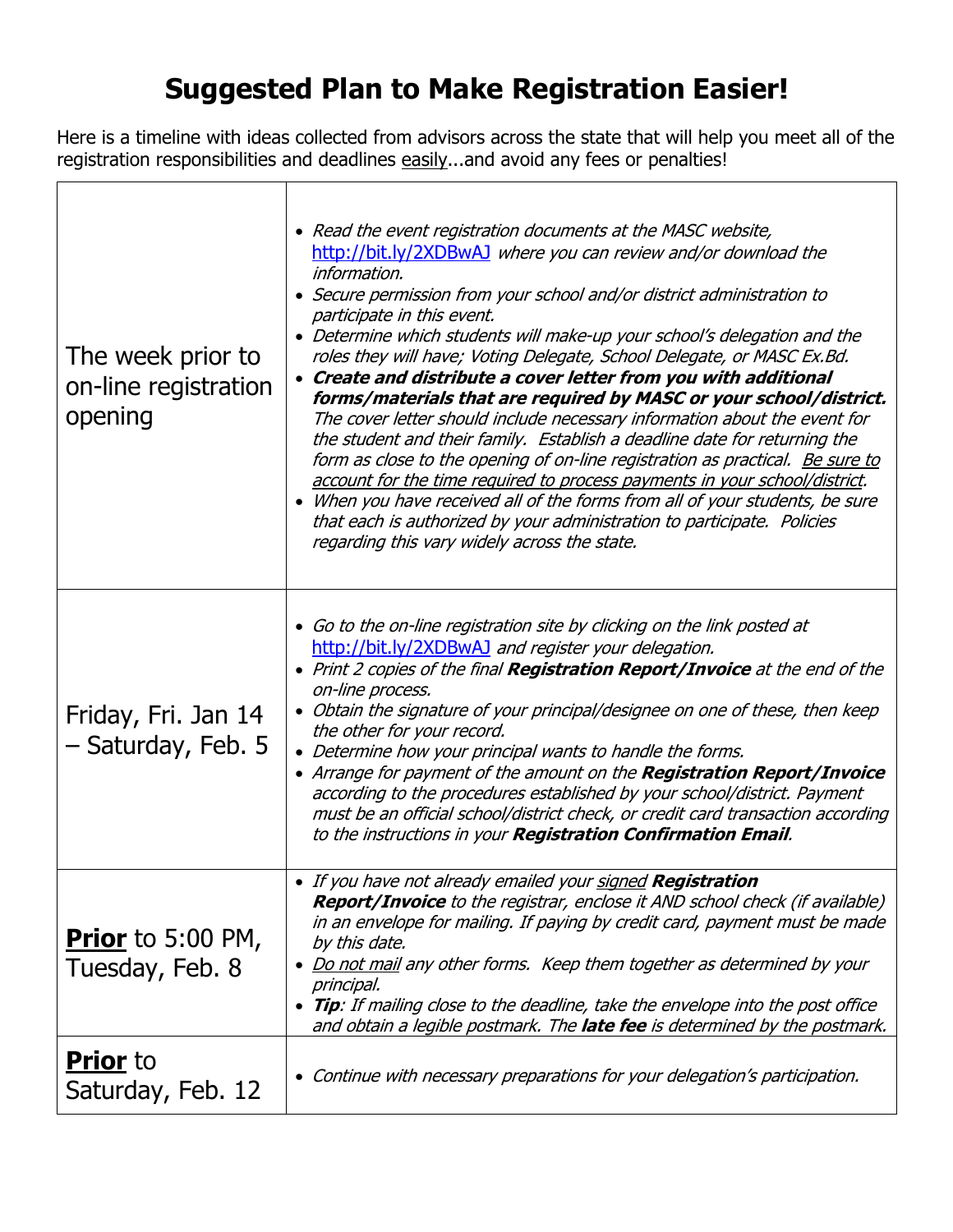# Suggested Plan to Make Registration Easier!

Here is a timeline with ideas collected from advisors across the state that will help you meet all of the registration responsibilities and deadlines <u>easily</u>...and avoid any fees or penalties!

| | |
|---|---|
| The week prior to on-line registration opening | • *Read the event registration documents at the MASC website,* [http://bit.ly/2XDBwAJ](http://bit.ly/2XDBwAJ) *where you can review and/or download the information.*<br>• *Secure permission from your school and/or district administration to participate in this event.*<br>• *Determine which students will make-up your school's delegation and the roles they will have; Voting Delegate, School Delegate, or MASC Ex.Bd.*<br>• ***Create and distribute a cover letter from you with additional forms/materials that are required by MASC or your school/district.*** *The cover letter should include necessary information about the event for the student and their family. Establish a deadline date for returning the form as close to the opening of on-line registration as practical.* <u>*Be sure to account for the time required to process payments in your school/district*</u>*.*<br>• *When you have received all of the forms from all of your students, be sure that each is authorized by your administration to participate. Policies regarding this vary widely across the state.* |
| Friday, Fri. Jan 14 – Saturday, Feb. 5 | • *Go to the on-line registration site by clicking on the link posted at* [http://bit.ly/2XDBwAJ](http://bit.ly/2XDBwAJ) *and register your delegation.*<br>• *Print 2 copies of the final* ***Registration Report/Invoice*** *at the end of the on-line process.*<br>• *Obtain the signature of your principal/designee on one of these, then keep the other for your record.*<br>• *Determine how your principal wants to handle the forms.*<br>• *Arrange for payment of the amount on the* ***Registration Report/Invoice*** *according to the procedures established by your school/district. Payment must be an official school/district check, or credit card transaction according to the instructions in your* ***Registration Confirmation Email****.* |
| <u>**Prior**</u> to 5:00 PM, Tuesday, Feb. 8 | • *If you have not already emailed your* <u>*signed*</u> ***Registration Report/Invoice*** *to the registrar, enclose it AND school check (if available) in an envelope for mailing. If paying by credit card, payment must be made by this date.*<br>• <u>*Do not mail*</u> *any other forms. Keep them together as determined by your principal.*<br>• ***Tip****: If mailing close to the deadline, take the envelope into the post office and obtain a legible postmark. The* ***late fee*** *is determined by the postmark.* |
| <u>**Prior**</u> to Saturday, Feb. 12 | • *Continue with necessary preparations for your delegation's participation.* |